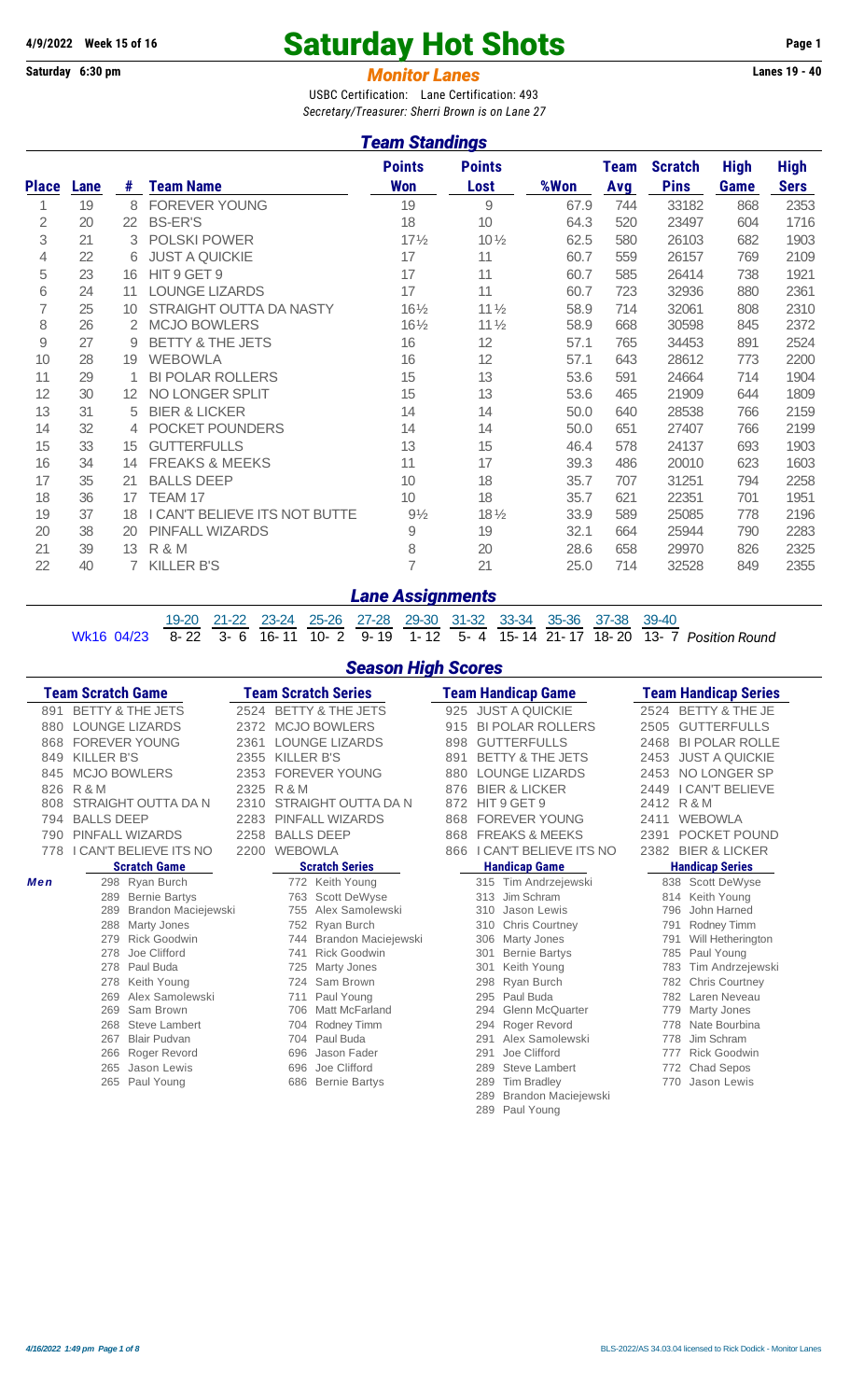4/9/2022 Week 15 of 16

# Saturday Hot Shots

Saturday 6:30 pm

## *Monitor Lanes*

Lanes 19 - 40

USBC Certification: Lane Certification: 493

*Secretary/Treasurer: Sherri Brown is on Lane 27*

## *Team Standings*

| Place | Lane | # | Team Name | Points Won | Points Lost | %Won | Team Avg | Scratch Pins | High Game | High Sers |
|---|---|---|---|---|---|---|---|---|---|---|
| 1 | 19 | 8 | FOREVER YOUNG | 19 | 9 | 67.9 | 744 | 33182 | 868 | 2353 |
| 2 | 20 | 22 | BS-ER'S | 18 | 10 | 64.3 | 520 | 23497 | 604 | 1716 |
| 3 | 21 | 3 | POLSKI POWER | 17½ | 10½ | 62.5 | 580 | 26103 | 682 | 1903 |
| 4 | 22 | 6 | JUST A QUICKIE | 17 | 11 | 60.7 | 559 | 26157 | 769 | 2109 |
| 5 | 23 | 16 | HIT 9 GET 9 | 17 | 11 | 60.7 | 585 | 26414 | 738 | 1921 |
| 6 | 24 | 11 | LOUNGE LIZARDS | 17 | 11 | 60.7 | 723 | 32936 | 880 | 2361 |
| 7 | 25 | 10 | STRAIGHT OUTTA DA NASTY | 16½ | 11½ | 58.9 | 714 | 32061 | 808 | 2310 |
| 8 | 26 | 2 | MCJO BOWLERS | 16½ | 11½ | 58.9 | 668 | 30598 | 845 | 2372 |
| 9 | 27 | 9 | BETTY & THE JETS | 16 | 12 | 57.1 | 765 | 34453 | 891 | 2524 |
| 10 | 28 | 19 | WEBOWLA | 16 | 12 | 57.1 | 643 | 28612 | 773 | 2200 |
| 11 | 29 | 1 | BI POLAR ROLLERS | 15 | 13 | 53.6 | 591 | 24664 | 714 | 1904 |
| 12 | 30 | 12 | NO LONGER SPLIT | 15 | 13 | 53.6 | 465 | 21909 | 644 | 1809 |
| 13 | 31 | 5 | BIER & LICKER | 14 | 14 | 50.0 | 640 | 28538 | 766 | 2159 |
| 14 | 32 | 4 | POCKET POUNDERS | 14 | 14 | 50.0 | 651 | 27407 | 766 | 2199 |
| 15 | 33 | 15 | GUTTERFULLS | 13 | 15 | 46.4 | 578 | 24137 | 693 | 1903 |
| 16 | 34 | 14 | FREAKS & MEEKS | 11 | 17 | 39.3 | 486 | 20010 | 623 | 1603 |
| 17 | 35 | 21 | BALLS DEEP | 10 | 18 | 35.7 | 707 | 31251 | 794 | 2258 |
| 18 | 36 | 17 | TEAM 17 | 10 | 18 | 35.7 | 621 | 22351 | 701 | 1951 |
| 19 | 37 | 18 | I CAN'T BELIEVE ITS NOT BUTTE | 9½ | 18½ | 33.9 | 589 | 25085 | 778 | 2196 |
| 20 | 38 | 20 | PINFALL WIZARDS | 9 | 19 | 32.1 | 664 | 25944 | 790 | 2283 |
| 21 | 39 | 13 | R & M | 8 | 20 | 28.6 | 658 | 29970 | 826 | 2325 |
| 22 | 40 | 7 | KILLER B'S | 7 | 21 | 25.0 | 714 | 32528 | 849 | 2355 |

## *Lane Assignments*

| | 19-20 | 21-22 | 23-24 | 25-26 | 27-28 | 29-30 | 31-32 | 33-34 | 35-36 | 37-38 | 39-40 | |
|---|---|---|---|---|---|---|---|---|---|---|---|---|
| Wk16 04/23 | 8- 22 | 3- 6 | 16- 11 | 10- 2 | 9- 19 | 1- 12 | 5- 4 | 15- 14 | 21- 17 | 18- 20 | 13- 7 | *Position Round* |

## *Season High Scores*

| Team Scratch Game | Team Scratch Series | Team Handicap Game | Team Handicap Series |
|---|---|---|---|
| 891 BETTY & THE JETS | 2524 BETTY & THE JETS | 925 JUST A QUICKIE | 2524 BETTY & THE JE |
| 880 LOUNGE LIZARDS | 2372 MCJO BOWLERS | 915 BI POLAR ROLLERS | 2505 GUTTERFULLS |
| 868 FOREVER YOUNG | 2361 LOUNGE LIZARDS | 898 GUTTERFULLS | 2468 BI POLAR ROLLE |
| 849 KILLER B'S | 2355 KILLER B'S | 891 BETTY & THE JETS | 2453 JUST A QUICKIE |
| 845 MCJO BOWLERS | 2353 FOREVER YOUNG | 880 LOUNGE LIZARDS | 2453 NO LONGER SP |
| 826 R & M | 2325 R & M | 876 BIER & LICKER | 2449 I CAN'T BELIEVE |
| 808 STRAIGHT OUTTA DA N | 2310 STRAIGHT OUTTA DA N | 872 HIT 9 GET 9 | 2412 R & M |
| 794 BALLS DEEP | 2283 PINFALL WIZARDS | 868 FOREVER YOUNG | 2411 WEBOWLA |
| 790 PINFALL WIZARDS | 2258 BALLS DEEP | 868 FREAKS & MEEKS | 2391 POCKET POUND |
| 778 I CAN'T BELIEVE ITS NO | 2200 WEBOWLA | 866 I CAN'T BELIEVE ITS NO | 2382 BIER & LICKER |

**Men**

| Scratch Game | Scratch Series | Handicap Game | Handicap Series |
|---|---|---|---|
| 298 Ryan Burch | 772 Keith Young | 315 Tim Andrzejewski | 838 Scott DeWyse |
| 289 Bernie Bartys | 763 Scott DeWyse | 313 Jim Schram | 814 Keith Young |
| 289 Brandon Maciejewski | 755 Alex Samolewski | 310 Jason Lewis | 796 John Harned |
| 288 Marty Jones | 752 Ryan Burch | 310 Chris Courtney | 791 Rodney Timm |
| 279 Rick Goodwin | 744 Brandon Maciejewski | 306 Marty Jones | 791 Will Hetherington |
| 278 Joe Clifford | 741 Rick Goodwin | 301 Bernie Bartys | 785 Paul Young |
| 278 Paul Buda | 725 Marty Jones | 301 Keith Young | 783 Tim Andrzejewski |
| 278 Keith Young | 724 Sam Brown | 298 Ryan Burch | 782 Chris Courtney |
| 269 Alex Samolewski | 711 Paul Young | 295 Paul Buda | 782 Laren Neveau |
| 269 Sam Brown | 706 Matt McFarland | 294 Glenn McQuarter | 779 Marty Jones |
| 268 Steve Lambert | 704 Rodney Timm | 294 Roger Revord | 778 Nate Bourbina |
| 267 Blair Pudvan | 704 Paul Buda | 291 Alex Samolewski | 778 Jim Schram |
| 266 Roger Revord | 696 Jason Fader | 291 Joe Clifford | 777 Rick Goodwin |
| 265 Jason Lewis | 696 Joe Clifford | 289 Steve Lambert | 772 Chad Sepos |
| 265 Paul Young | 686 Bernie Bartys | 289 Tim Bradley | 770 Jason Lewis |
| | | 289 Brandon Maciejewski | |
| | | 289 Paul Young | |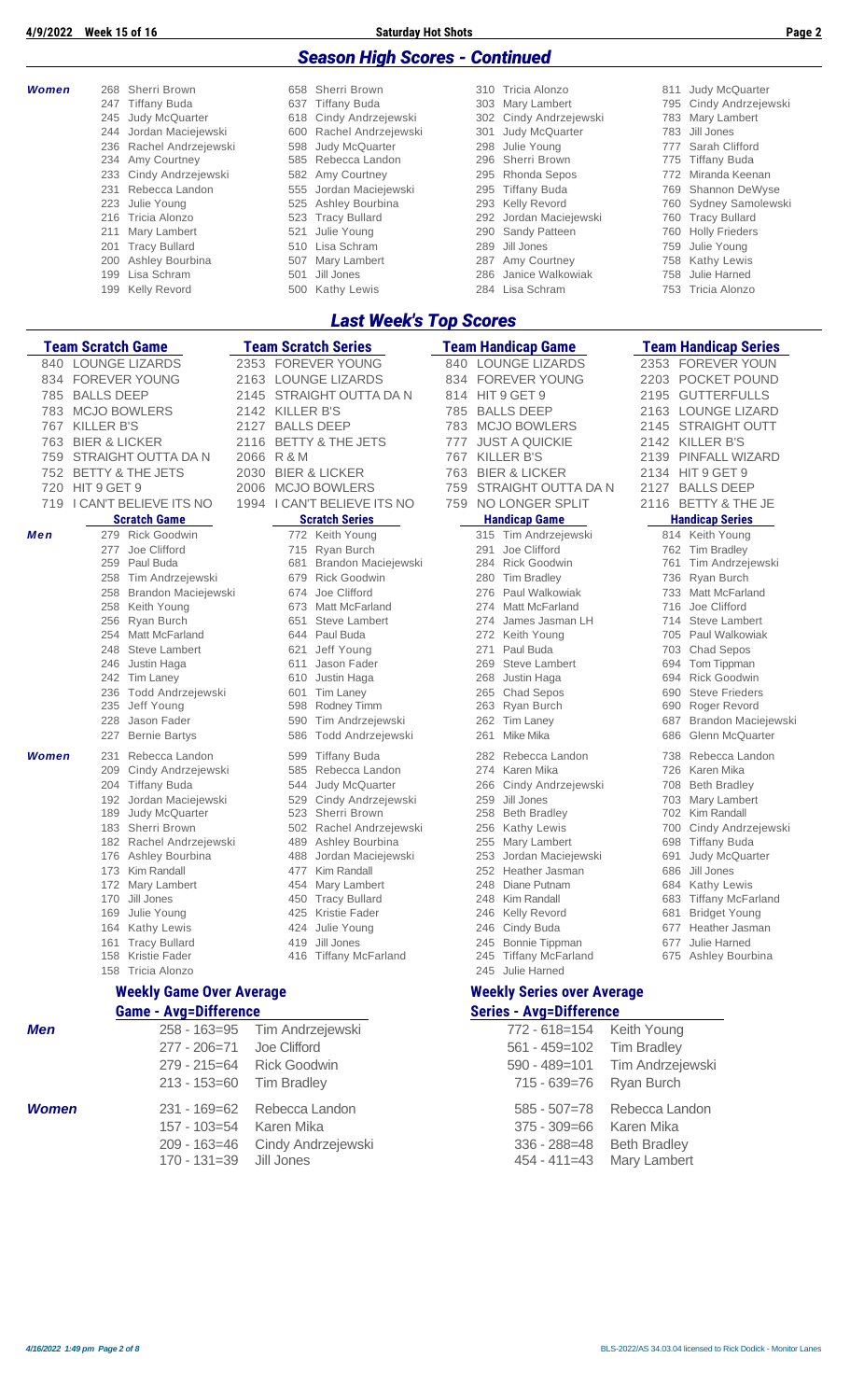## Season High Scores - Continued

**Women**

| Scratch Game | Scratch Series | Handicap Game | Handicap Series |
|---|---|---|---|
| 268 Sherri Brown | 658 Sherri Brown | 310 Tricia Alonzo | 811 Judy McQuarter |
| 247 Tiffany Buda | 637 Tiffany Buda | 303 Mary Lambert | 795 Cindy Andrzejewski |
| 245 Judy McQuarter | 618 Cindy Andrzejewski | 302 Cindy Andrzejewski | 783 Mary Lambert |
| 244 Jordan Maciejewski | 600 Rachel Andrzejewski | 301 Judy McQuarter | 783 Jill Jones |
| 236 Rachel Andrzejewski | 598 Judy McQuarter | 298 Julie Young | 777 Sarah Clifford |
| 234 Amy Courtney | 585 Rebecca Landon | 296 Sherri Brown | 775 Tiffany Buda |
| 233 Cindy Andrzejewski | 582 Amy Courtney | 295 Rhonda Sepos | 772 Miranda Keenan |
| 231 Rebecca Landon | 555 Jordan Maciejewski | 295 Tiffany Buda | 769 Shannon DeWyse |
| 223 Julie Young | 525 Ashley Bourbina | 293 Kelly Revord | 760 Sydney Samolewski |
| 216 Tricia Alonzo | 523 Tracy Bullard | 292 Jordan Maciejewski | 760 Tracy Bullard |
| 211 Mary Lambert | 521 Julie Young | 290 Sandy Patteen | 760 Holly Frieders |
| 201 Tracy Bullard | 510 Lisa Schram | 289 Jill Jones | 759 Julie Young |
| 200 Ashley Bourbina | 507 Mary Lambert | 287 Amy Courtney | 758 Kathy Lewis |
| 199 Lisa Schram | 501 Jill Jones | 286 Janice Walkowiak | 758 Julie Harned |
| 199 Kelly Revord | 500 Kathy Lewis | 284 Lisa Schram | 753 Tricia Alonzo |

## Last Week's Top Scores

| Team Scratch Game | Team Scratch Series | Team Handicap Game | Team Handicap Series |
|---|---|---|---|
| 840 LOUNGE LIZARDS | 2353 FOREVER YOUNG | 840 LOUNGE LIZARDS | 2353 FOREVER YOUN |
| 834 FOREVER YOUNG | 2163 LOUNGE LIZARDS | 834 FOREVER YOUNG | 2203 POCKET POUND |
| 785 BALLS DEEP | 2145 STRAIGHT OUTTA DA N | 814 HIT 9 GET 9 | 2195 GUTTERFULLS |
| 783 MCJO BOWLERS | 2142 KILLER B'S | 785 BALLS DEEP | 2163 LOUNGE LIZARD |
| 767 KILLER B'S | 2127 BALLS DEEP | 783 MCJO BOWLERS | 2145 STRAIGHT OUTT |
| 763 BIER & LICKER | 2116 BETTY & THE JETS | 777 JUST A QUICKIE | 2142 KILLER B'S |
| 759 STRAIGHT OUTTA DA N | 2066 R & M | 767 KILLER B'S | 2139 PINFALL WIZARD |
| 752 BETTY & THE JETS | 2030 BIER & LICKER | 763 BIER & LICKER | 2134 HIT 9 GET 9 |
| 720 HIT 9 GET 9 | 2006 MCJO BOWLERS | 759 STRAIGHT OUTTA DA N | 2127 BALLS DEEP |
| 719 I CAN'T BELIEVE ITS NO | 1994 I CAN'T BELIEVE ITS NO | 759 NO LONGER SPLIT | 2116 BETTY & THE JE |

**Men**

| Scratch Game | Scratch Series | Handicap Game | Handicap Series |
|---|---|---|---|
| 279 Rick Goodwin | 772 Keith Young | 315 Tim Andrzejewski | 814 Keith Young |
| 277 Joe Clifford | 715 Ryan Burch | 291 Joe Clifford | 762 Tim Bradley |
| 259 Paul Buda | 681 Brandon Maciejewski | 284 Rick Goodwin | 761 Tim Andrzejewski |
| 258 Tim Andrzejewski | 679 Rick Goodwin | 280 Tim Bradley | 736 Ryan Burch |
| 258 Brandon Maciejewski | 674 Joe Clifford | 276 Paul Walkowiak | 733 Matt McFarland |
| 258 Keith Young | 673 Matt McFarland | 274 Matt McFarland | 716 Joe Clifford |
| 256 Ryan Burch | 651 Steve Lambert | 274 James Jasman LH | 714 Steve Lambert |
| 254 Matt McFarland | 644 Paul Buda | 272 Keith Young | 705 Paul Walkowiak |
| 248 Steve Lambert | 621 Jeff Young | 271 Paul Buda | 703 Chad Sepos |
| 246 Justin Haga | 611 Jason Fader | 269 Steve Lambert | 694 Tom Tippman |
| 242 Tim Laney | 610 Justin Haga | 268 Justin Haga | 694 Rick Goodwin |
| 236 Todd Andrzejewski | 601 Tim Laney | 265 Chad Sepos | 690 Steve Frieders |
| 235 Jeff Young | 598 Rodney Timm | 263 Ryan Burch | 690 Roger Revord |
| 228 Jason Fader | 590 Tim Andrzejewski | 262 Tim Laney | 687 Brandon Maciejewski |
| 227 Bernie Bartys | 586 Todd Andrzejewski | 261 Mike Mika | 686 Glenn McQuarter |

**Women**

| Scratch Game | Scratch Series | Handicap Game | Handicap Series |
|---|---|---|---|
| 231 Rebecca Landon | 599 Tiffany Buda | 282 Rebecca Landon | 738 Rebecca Landon |
| 209 Cindy Andrzejewski | 585 Rebecca Landon | 274 Karen Mika | 726 Karen Mika |
| 204 Tiffany Buda | 544 Judy McQuarter | 266 Cindy Andrzejewski | 708 Beth Bradley |
| 192 Jordan Maciejewski | 529 Cindy Andrzejewski | 259 Jill Jones | 703 Mary Lambert |
| 189 Judy McQuarter | 523 Sherri Brown | 258 Beth Bradley | 702 Kim Randall |
| 183 Sherri Brown | 502 Rachel Andrzejewski | 256 Kathy Lewis | 700 Cindy Andrzejewski |
| 182 Rachel Andrzejewski | 489 Ashley Bourbina | 255 Mary Lambert | 698 Tiffany Buda |
| 176 Ashley Bourbina | 488 Jordan Maciejewski | 253 Jordan Maciejewski | 691 Judy McQuarter |
| 173 Kim Randall | 477 Kim Randall | 252 Heather Jasman | 686 Jill Jones |
| 172 Mary Lambert | 454 Mary Lambert | 248 Diane Putnam | 684 Kathy Lewis |
| 170 Jill Jones | 450 Tracy Bullard | 248 Kim Randall | 683 Tiffany McFarland |
| 169 Julie Young | 425 Kristie Fader | 246 Kelly Revord | 681 Bridget Young |
| 164 Kathy Lewis | 424 Julie Young | 246 Cindy Buda | 677 Heather Jasman |
| 161 Tracy Bullard | 419 Jill Jones | 245 Bonnie Tippman | 677 Julie Harned |
| 158 Kristie Fader | 416 Tiffany McFarland | 245 Tiffany McFarland | 675 Ashley Bourbina |
| 158 Tricia Alonzo | | 245 Julie Harned | |

### Weekly Game Over Average / Weekly Series over Average

| | Game - Avg=Difference | | Series - Avg=Difference | |
|---|---|---|---|---|
| **Men** | 258 - 163=95 | Tim Andrzejewski | 772 - 618=154 | Keith Young |
| | 277 - 206=71 | Joe Clifford | 561 - 459=102 | Tim Bradley |
| | 279 - 215=64 | Rick Goodwin | 590 - 489=101 | Tim Andrzejewski |
| | 213 - 153=60 | Tim Bradley | 715 - 639=76 | Ryan Burch |
| **Women** | 231 - 169=62 | Rebecca Landon | 585 - 507=78 | Rebecca Landon |
| | 157 - 103=54 | Karen Mika | 375 - 309=66 | Karen Mika |
| | 209 - 163=46 | Cindy Andrzejewski | 336 - 288=48 | Beth Bradley |
| | 170 - 131=39 | Jill Jones | 454 - 411=43 | Mary Lambert |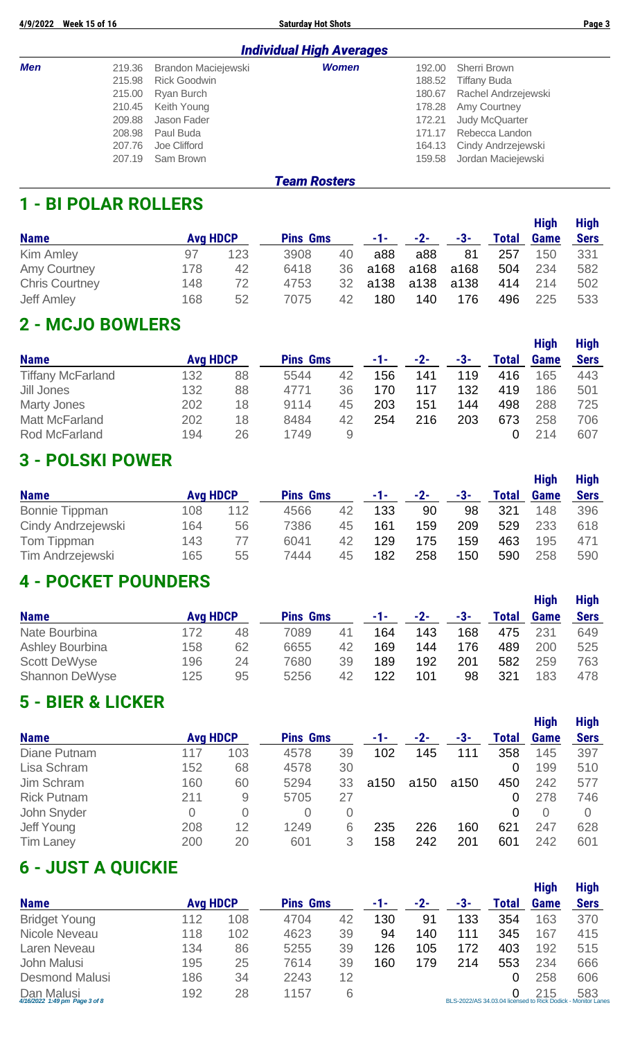## *Individual High Averages*

| Men | | | Women | | |
|---|---|---|---|---|---|
| | 219.36 | Brandon Maciejewski | | 192.00 | Sherri Brown |
| | 215.98 | Rick Goodwin | | 188.52 | Tiffany Buda |
| | 215.00 | Ryan Burch | | 180.67 | Rachel Andrzejewski |
| | 210.45 | Keith Young | | 178.28 | Amy Courtney |
| | 209.88 | Jason Fader | | 172.21 | Judy McQuarter |
| | 208.98 | Paul Buda | | 171.17 | Rebecca Landon |
| | 207.76 | Joe Clifford | | 164.13 | Cindy Andrzejewski |
| | 207.19 | Sam Brown | | 159.58 | Jordan Maciejewski |

## *Team Rosters*

## 1 - BI POLAR ROLLERS

| Name | Avg | HDCP | Pins | Gms | -1- | -2- | -3- | Total | High Game | High Sers |
|---|---|---|---|---|---|---|---|---|---|---|
| Kim Amley | 97 | 123 | 3908 | 40 | a88 | a88 | 81 | 257 | 150 | 331 |
| Amy Courtney | 178 | 42 | 6418 | 36 | a168 | a168 | a168 | 504 | 234 | 582 |
| Chris Courtney | 148 | 72 | 4753 | 32 | a138 | a138 | a138 | 414 | 214 | 502 |
| Jeff Amley | 168 | 52 | 7075 | 42 | 180 | 140 | 176 | 496 | 225 | 533 |

## 2 - MCJO BOWLERS

| Name | Avg | HDCP | Pins | Gms | -1- | -2- | -3- | Total | High Game | High Sers |
|---|---|---|---|---|---|---|---|---|---|---|
| Tiffany McFarland | 132 | 88 | 5544 | 42 | 156 | 141 | 119 | 416 | 165 | 443 |
| Jill Jones | 132 | 88 | 4771 | 36 | 170 | 117 | 132 | 419 | 186 | 501 |
| Marty Jones | 202 | 18 | 9114 | 45 | 203 | 151 | 144 | 498 | 288 | 725 |
| Matt McFarland | 202 | 18 | 8484 | 42 | 254 | 216 | 203 | 673 | 258 | 706 |
| Rod McFarland | 194 | 26 | 1749 | 9 | | | | 0 | 214 | 607 |

## 3 - POLSKI POWER

| Name | Avg | HDCP | Pins | Gms | -1- | -2- | -3- | Total | High Game | High Sers |
|---|---|---|---|---|---|---|---|---|---|---|
| Bonnie Tippman | 108 | 112 | 4566 | 42 | 133 | 90 | 98 | 321 | 148 | 396 |
| Cindy Andrzejewski | 164 | 56 | 7386 | 45 | 161 | 159 | 209 | 529 | 233 | 618 |
| Tom Tippman | 143 | 77 | 6041 | 42 | 129 | 175 | 159 | 463 | 195 | 471 |
| Tim Andrzejewski | 165 | 55 | 7444 | 45 | 182 | 258 | 150 | 590 | 258 | 590 |

## 4 - POCKET POUNDERS

| Name | Avg | HDCP | Pins | Gms | -1- | -2- | -3- | Total | High Game | High Sers |
|---|---|---|---|---|---|---|---|---|---|---|
| Nate Bourbina | 172 | 48 | 7089 | 41 | 164 | 143 | 168 | 475 | 231 | 649 |
| Ashley Bourbina | 158 | 62 | 6655 | 42 | 169 | 144 | 176 | 489 | 200 | 525 |
| Scott DeWyse | 196 | 24 | 7680 | 39 | 189 | 192 | 201 | 582 | 259 | 763 |
| Shannon DeWyse | 125 | 95 | 5256 | 42 | 122 | 101 | 98 | 321 | 183 | 478 |

## 5 - BIER & LICKER

| Name | Avg | HDCP | Pins | Gms | -1- | -2- | -3- | Total | High Game | High Sers |
|---|---|---|---|---|---|---|---|---|---|---|
| Diane Putnam | 117 | 103 | 4578 | 39 | 102 | 145 | 111 | 358 | 145 | 397 |
| Lisa Schram | 152 | 68 | 4578 | 30 | | | | 0 | 199 | 510 |
| Jim Schram | 160 | 60 | 5294 | 33 | a150 | a150 | a150 | 450 | 242 | 577 |
| Rick Putnam | 211 | 9 | 5705 | 27 | | | | 0 | 278 | 746 |
| John Snyder | 0 | 0 | 0 | 0 | | | | 0 | 0 | 0 |
| Jeff Young | 208 | 12 | 1249 | 6 | 235 | 226 | 160 | 621 | 247 | 628 |
| Tim Laney | 200 | 20 | 601 | 3 | 158 | 242 | 201 | 601 | 242 | 601 |

## 6 - JUST A QUICKIE

| Name | Avg | HDCP | Pins | Gms | -1- | -2- | -3- | Total | High Game | High Sers |
|---|---|---|---|---|---|---|---|---|---|---|
| Bridget Young | 112 | 108 | 4704 | 42 | 130 | 91 | 133 | 354 | 163 | 370 |
| Nicole Neveau | 118 | 102 | 4623 | 39 | 94 | 140 | 111 | 345 | 167 | 415 |
| Laren Neveau | 134 | 86 | 5255 | 39 | 126 | 105 | 172 | 403 | 192 | 515 |
| John Malusi | 195 | 25 | 7614 | 39 | 160 | 179 | 214 | 553 | 234 | 666 |
| Desmond Malusi | 186 | 34 | 2243 | 12 | | | | 0 | 258 | 606 |
| Dan Malusi | 192 | 28 | 1157 | 6 | | | | 0 | 215 | 583 |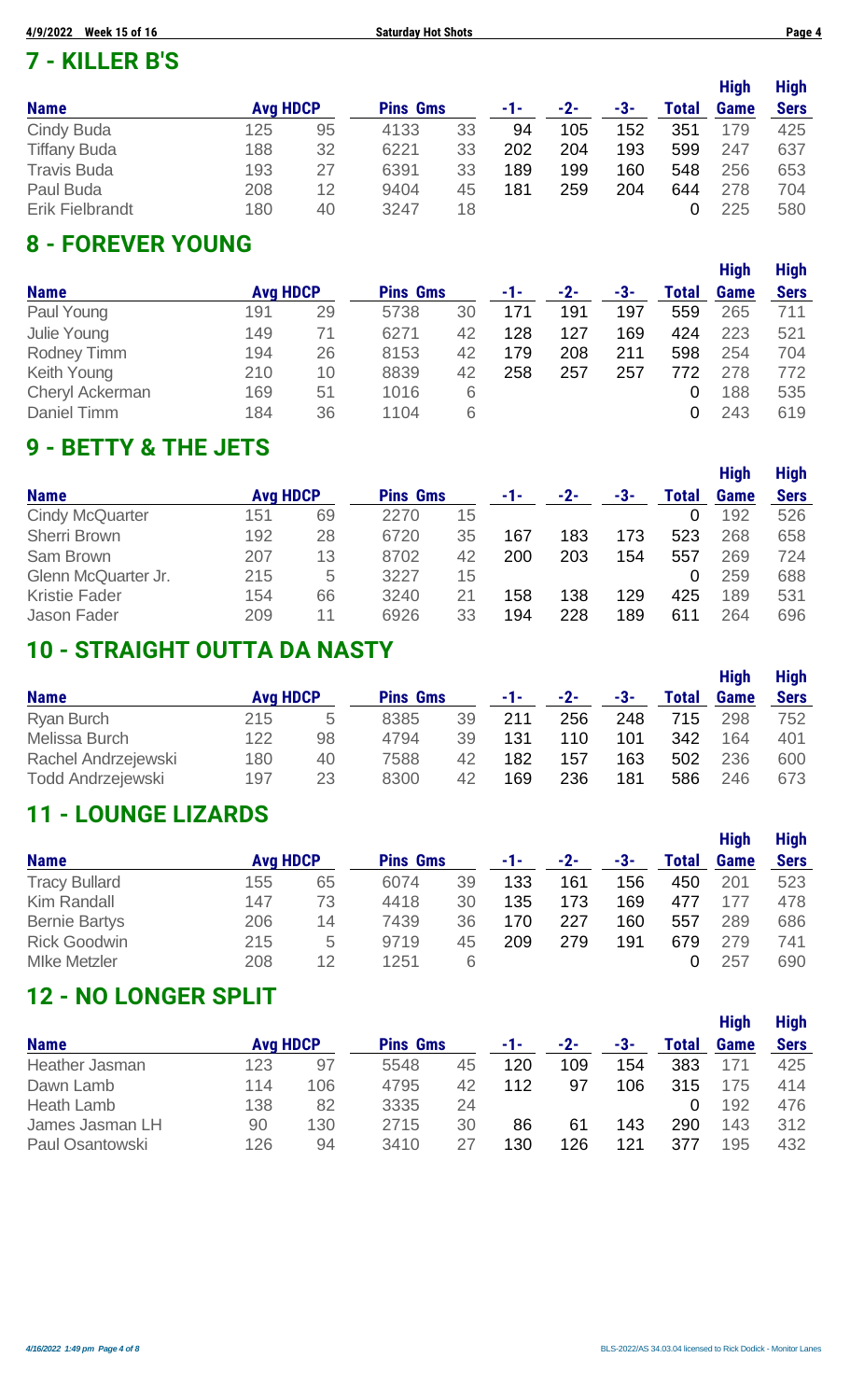## 7 - KILLER B'S

| Name | Avg | HDCP | Pins | Gms | -1- | -2- | -3- | Total | High Game | High Sers |
|---|---|---|---|---|---|---|---|---|---|---|
| Cindy Buda | 125 | 95 | 4133 | 33 | 94 | 105 | 152 | 351 | 179 | 425 |
| Tiffany Buda | 188 | 32 | 6221 | 33 | 202 | 204 | 193 | 599 | 247 | 637 |
| Travis Buda | 193 | 27 | 6391 | 33 | 189 | 199 | 160 | 548 | 256 | 653 |
| Paul Buda | 208 | 12 | 9404 | 45 | 181 | 259 | 204 | 644 | 278 | 704 |
| Erik Fielbrandt | 180 | 40 | 3247 | 18 | | | | 0 | 225 | 580 |

## 8 - FOREVER YOUNG

| Name | Avg | HDCP | Pins | Gms | -1- | -2- | -3- | Total | High Game | High Sers |
|---|---|---|---|---|---|---|---|---|---|---|
| Paul Young | 191 | 29 | 5738 | 30 | 171 | 191 | 197 | 559 | 265 | 711 |
| Julie Young | 149 | 71 | 6271 | 42 | 128 | 127 | 169 | 424 | 223 | 521 |
| Rodney Timm | 194 | 26 | 8153 | 42 | 179 | 208 | 211 | 598 | 254 | 704 |
| Keith Young | 210 | 10 | 8839 | 42 | 258 | 257 | 257 | 772 | 278 | 772 |
| Cheryl Ackerman | 169 | 51 | 1016 | 6 | | | | 0 | 188 | 535 |
| Daniel Timm | 184 | 36 | 1104 | 6 | | | | 0 | 243 | 619 |

## 9 - BETTY & THE JETS

| Name | Avg | HDCP | Pins | Gms | -1- | -2- | -3- | Total | High Game | High Sers |
|---|---|---|---|---|---|---|---|---|---|---|
| Cindy McQuarter | 151 | 69 | 2270 | 15 | | | | 0 | 192 | 526 |
| Sherri Brown | 192 | 28 | 6720 | 35 | 167 | 183 | 173 | 523 | 268 | 658 |
| Sam Brown | 207 | 13 | 8702 | 42 | 200 | 203 | 154 | 557 | 269 | 724 |
| Glenn McQuarter Jr. | 215 | 5 | 3227 | 15 | | | | 0 | 259 | 688 |
| Kristie Fader | 154 | 66 | 3240 | 21 | 158 | 138 | 129 | 425 | 189 | 531 |
| Jason Fader | 209 | 11 | 6926 | 33 | 194 | 228 | 189 | 611 | 264 | 696 |

## 10 - STRAIGHT OUTTA DA NASTY

| Name | Avg | HDCP | Pins | Gms | -1- | -2- | -3- | Total | High Game | High Sers |
|---|---|---|---|---|---|---|---|---|---|---|
| Ryan Burch | 215 | 5 | 8385 | 39 | 211 | 256 | 248 | 715 | 298 | 752 |
| Melissa Burch | 122 | 98 | 4794 | 39 | 131 | 110 | 101 | 342 | 164 | 401 |
| Rachel Andrzejewski | 180 | 40 | 7588 | 42 | 182 | 157 | 163 | 502 | 236 | 600 |
| Todd Andrzejewski | 197 | 23 | 8300 | 42 | 169 | 236 | 181 | 586 | 246 | 673 |

## 11 - LOUNGE LIZARDS

| Name | Avg | HDCP | Pins | Gms | -1- | -2- | -3- | Total | High Game | High Sers |
|---|---|---|---|---|---|---|---|---|---|---|
| Tracy Bullard | 155 | 65 | 6074 | 39 | 133 | 161 | 156 | 450 | 201 | 523 |
| Kim Randall | 147 | 73 | 4418 | 30 | 135 | 173 | 169 | 477 | 177 | 478 |
| Bernie Bartys | 206 | 14 | 7439 | 36 | 170 | 227 | 160 | 557 | 289 | 686 |
| Rick Goodwin | 215 | 5 | 9719 | 45 | 209 | 279 | 191 | 679 | 279 | 741 |
| MIke Metzler | 208 | 12 | 1251 | 6 | | | | 0 | 257 | 690 |

## 12 - NO LONGER SPLIT

| Name | Avg | HDCP | Pins | Gms | -1- | -2- | -3- | Total | High Game | High Sers |
|---|---|---|---|---|---|---|---|---|---|---|
| Heather Jasman | 123 | 97 | 5548 | 45 | 120 | 109 | 154 | 383 | 171 | 425 |
| Dawn Lamb | 114 | 106 | 4795 | 42 | 112 | 97 | 106 | 315 | 175 | 414 |
| Heath Lamb | 138 | 82 | 3335 | 24 | | | | 0 | 192 | 476 |
| James Jasman LH | 90 | 130 | 2715 | 30 | 86 | 61 | 143 | 290 | 143 | 312 |
| Paul Osantowski | 126 | 94 | 3410 | 27 | 130 | 126 | 121 | 377 | 195 | 432 |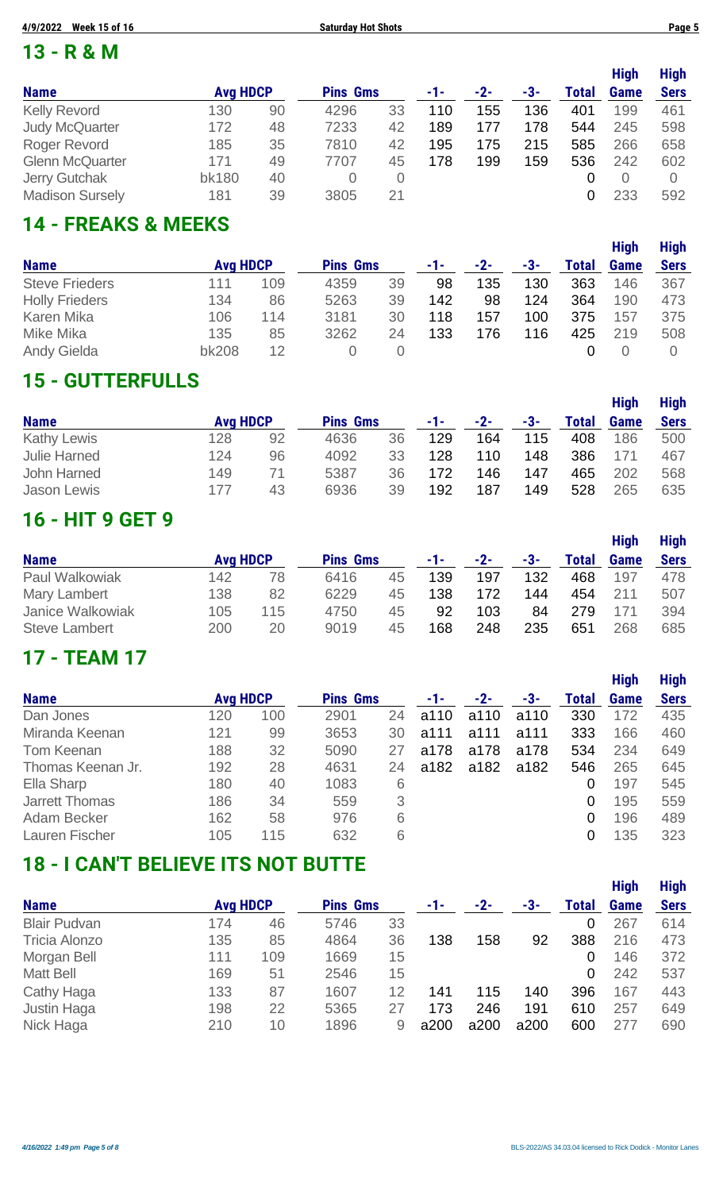## 13 - R & M

| Name | Avg | HDCP | Pins | Gms | -1- | -2- | -3- | Total | High Game | High Sers |
|---|---|---|---|---|---|---|---|---|---|---|
| Kelly Revord | 130 | 90 | 4296 | 33 | 110 | 155 | 136 | 401 | 199 | 461 |
| Judy McQuarter | 172 | 48 | 7233 | 42 | 189 | 177 | 178 | 544 | 245 | 598 |
| Roger Revord | 185 | 35 | 7810 | 42 | 195 | 175 | 215 | 585 | 266 | 658 |
| Glenn McQuarter | 171 | 49 | 7707 | 45 | 178 | 199 | 159 | 536 | 242 | 602 |
| Jerry Gutchak | bk180 | 40 | 0 | 0 | | | | 0 | 0 | 0 |
| Madison Sursely | 181 | 39 | 3805 | 21 | | | | 0 | 233 | 592 |

## 14 - FREAKS & MEEKS

| Name | Avg | HDCP | Pins | Gms | -1- | -2- | -3- | Total | High Game | High Sers |
|---|---|---|---|---|---|---|---|---|---|---|
| Steve Frieders | 111 | 109 | 4359 | 39 | 98 | 135 | 130 | 363 | 146 | 367 |
| Holly Frieders | 134 | 86 | 5263 | 39 | 142 | 98 | 124 | 364 | 190 | 473 |
| Karen Mika | 106 | 114 | 3181 | 30 | 118 | 157 | 100 | 375 | 157 | 375 |
| Mike Mika | 135 | 85 | 3262 | 24 | 133 | 176 | 116 | 425 | 219 | 508 |
| Andy Gielda | bk208 | 12 | 0 | 0 | | | | 0 | 0 | 0 |

## 15 - GUTTERFULLS

| Name | Avg | HDCP | Pins | Gms | -1- | -2- | -3- | Total | High Game | High Sers |
|---|---|---|---|---|---|---|---|---|---|---|
| Kathy Lewis | 128 | 92 | 4636 | 36 | 129 | 164 | 115 | 408 | 186 | 500 |
| Julie Harned | 124 | 96 | 4092 | 33 | 128 | 110 | 148 | 386 | 171 | 467 |
| John Harned | 149 | 71 | 5387 | 36 | 172 | 146 | 147 | 465 | 202 | 568 |
| Jason Lewis | 177 | 43 | 6936 | 39 | 192 | 187 | 149 | 528 | 265 | 635 |

## 16 - HIT 9 GET 9

| Name | Avg | HDCP | Pins | Gms | -1- | -2- | -3- | Total | High Game | High Sers |
|---|---|---|---|---|---|---|---|---|---|---|
| Paul Walkowiak | 142 | 78 | 6416 | 45 | 139 | 197 | 132 | 468 | 197 | 478 |
| Mary Lambert | 138 | 82 | 6229 | 45 | 138 | 172 | 144 | 454 | 211 | 507 |
| Janice Walkowiak | 105 | 115 | 4750 | 45 | 92 | 103 | 84 | 279 | 171 | 394 |
| Steve Lambert | 200 | 20 | 9019 | 45 | 168 | 248 | 235 | 651 | 268 | 685 |

## 17 - TEAM 17

| Name | Avg | HDCP | Pins | Gms | -1- | -2- | -3- | Total | High Game | High Sers |
|---|---|---|---|---|---|---|---|---|---|---|
| Dan Jones | 120 | 100 | 2901 | 24 | a110 | a110 | a110 | 330 | 172 | 435 |
| Miranda Keenan | 121 | 99 | 3653 | 30 | a111 | a111 | a111 | 333 | 166 | 460 |
| Tom Keenan | 188 | 32 | 5090 | 27 | a178 | a178 | a178 | 534 | 234 | 649 |
| Thomas Keenan Jr. | 192 | 28 | 4631 | 24 | a182 | a182 | a182 | 546 | 265 | 645 |
| Ella Sharp | 180 | 40 | 1083 | 6 | | | | 0 | 197 | 545 |
| Jarrett Thomas | 186 | 34 | 559 | 3 | | | | 0 | 195 | 559 |
| Adam Becker | 162 | 58 | 976 | 6 | | | | 0 | 196 | 489 |
| Lauren Fischer | 105 | 115 | 632 | 6 | | | | 0 | 135 | 323 |

## 18 - I CAN'T BELIEVE ITS NOT BUTTE

| Name | Avg | HDCP | Pins | Gms | -1- | -2- | -3- | Total | High Game | High Sers |
|---|---|---|---|---|---|---|---|---|---|---|
| Blair Pudvan | 174 | 46 | 5746 | 33 | | | | 0 | 267 | 614 |
| Tricia Alonzo | 135 | 85 | 4864 | 36 | 138 | 158 | 92 | 388 | 216 | 473 |
| Morgan Bell | 111 | 109 | 1669 | 15 | | | | 0 | 146 | 372 |
| Matt Bell | 169 | 51 | 2546 | 15 | | | | 0 | 242 | 537 |
| Cathy Haga | 133 | 87 | 1607 | 12 | 141 | 115 | 140 | 396 | 167 | 443 |
| Justin Haga | 198 | 22 | 5365 | 27 | 173 | 246 | 191 | 610 | 257 | 649 |
| Nick Haga | 210 | 10 | 1896 | 9 | a200 | a200 | a200 | 600 | 277 | 690 |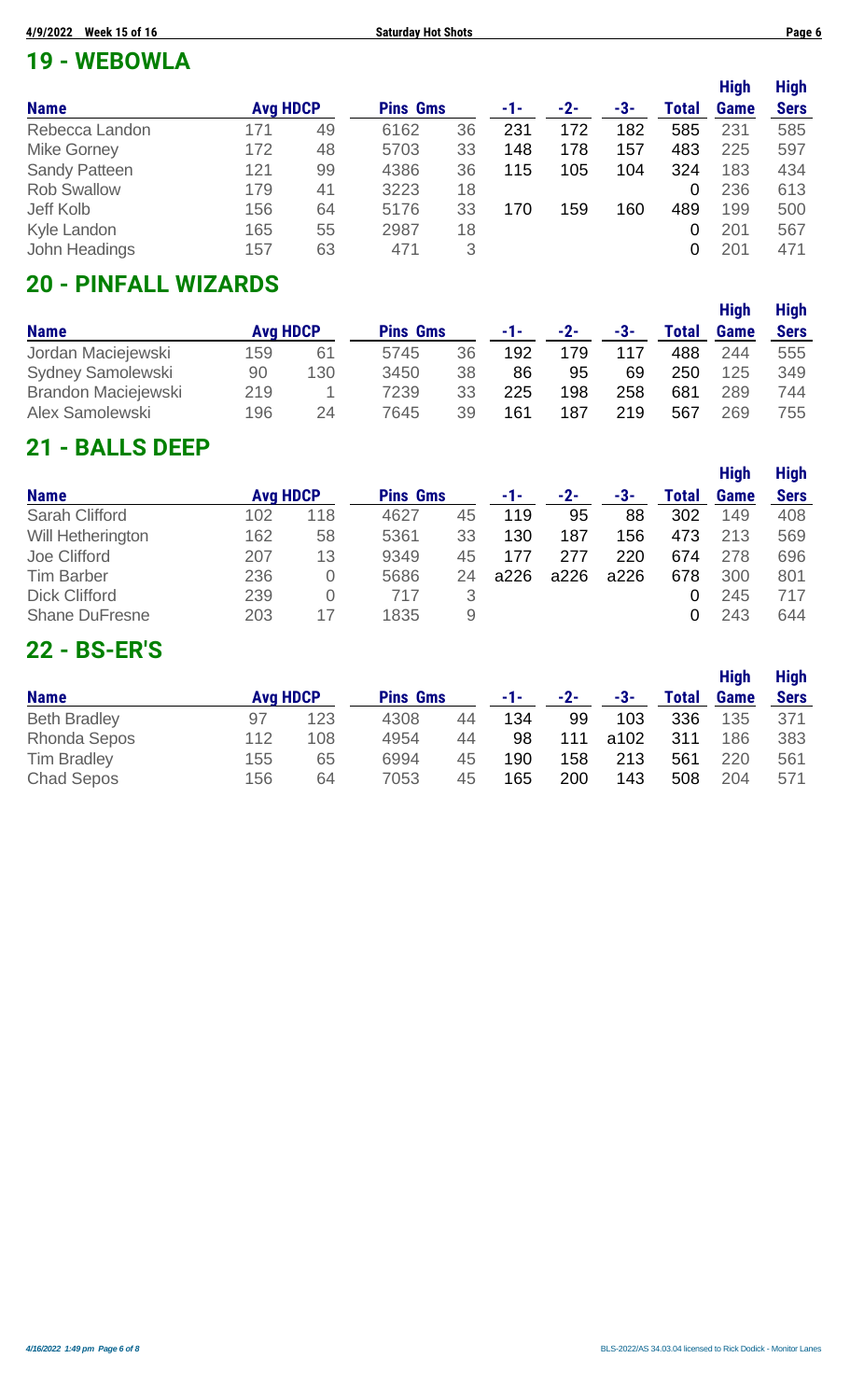## 19 - WEBOWLA

| Name | Avg | HDCP | Pins | Gms | -1- | -2- | -3- | Total | High Game | High Sers |
|---|---|---|---|---|---|---|---|---|---|---|
| Rebecca Landon | 171 | 49 | 6162 | 36 | 231 | 172 | 182 | 585 | 231 | 585 |
| Mike Gorney | 172 | 48 | 5703 | 33 | 148 | 178 | 157 | 483 | 225 | 597 |
| Sandy Patteen | 121 | 99 | 4386 | 36 | 115 | 105 | 104 | 324 | 183 | 434 |
| Rob Swallow | 179 | 41 | 3223 | 18 | | | | 0 | 236 | 613 |
| Jeff Kolb | 156 | 64 | 5176 | 33 | 170 | 159 | 160 | 489 | 199 | 500 |
| Kyle Landon | 165 | 55 | 2987 | 18 | | | | 0 | 201 | 567 |
| John Headings | 157 | 63 | 471 | 3 | | | | 0 | 201 | 471 |

## 20 - PINFALL WIZARDS

| Name | Avg | HDCP | Pins | Gms | -1- | -2- | -3- | Total | High Game | High Sers |
|---|---|---|---|---|---|---|---|---|---|---|
| Jordan Maciejewski | 159 | 61 | 5745 | 36 | 192 | 179 | 117 | 488 | 244 | 555 |
| Sydney Samolewski | 90 | 130 | 3450 | 38 | 86 | 95 | 69 | 250 | 125 | 349 |
| Brandon Maciejewski | 219 | 1 | 7239 | 33 | 225 | 198 | 258 | 681 | 289 | 744 |
| Alex Samolewski | 196 | 24 | 7645 | 39 | 161 | 187 | 219 | 567 | 269 | 755 |

## 21 - BALLS DEEP

| Name | Avg | HDCP | Pins | Gms | -1- | -2- | -3- | Total | High Game | High Sers |
|---|---|---|---|---|---|---|---|---|---|---|
| Sarah Clifford | 102 | 118 | 4627 | 45 | 119 | 95 | 88 | 302 | 149 | 408 |
| Will Hetherington | 162 | 58 | 5361 | 33 | 130 | 187 | 156 | 473 | 213 | 569 |
| Joe Clifford | 207 | 13 | 9349 | 45 | 177 | 277 | 220 | 674 | 278 | 696 |
| Tim Barber | 236 | 0 | 5686 | 24 | a226 | a226 | a226 | 678 | 300 | 801 |
| Dick Clifford | 239 | 0 | 717 | 3 | | | | 0 | 245 | 717 |
| Shane DuFresne | 203 | 17 | 1835 | 9 | | | | 0 | 243 | 644 |

## 22 - BS-ER'S

| Name | Avg | HDCP | Pins | Gms | -1- | -2- | -3- | Total | High Game | High Sers |
|---|---|---|---|---|---|---|---|---|---|---|
| Beth Bradley | 97 | 123 | 4308 | 44 | 134 | 99 | 103 | 336 | 135 | 371 |
| Rhonda Sepos | 112 | 108 | 4954 | 44 | 98 | 111 | a102 | 311 | 186 | 383 |
| Tim Bradley | 155 | 65 | 6994 | 45 | 190 | 158 | 213 | 561 | 220 | 561 |
| Chad Sepos | 156 | 64 | 7053 | 45 | 165 | 200 | 143 | 508 | 204 | 571 |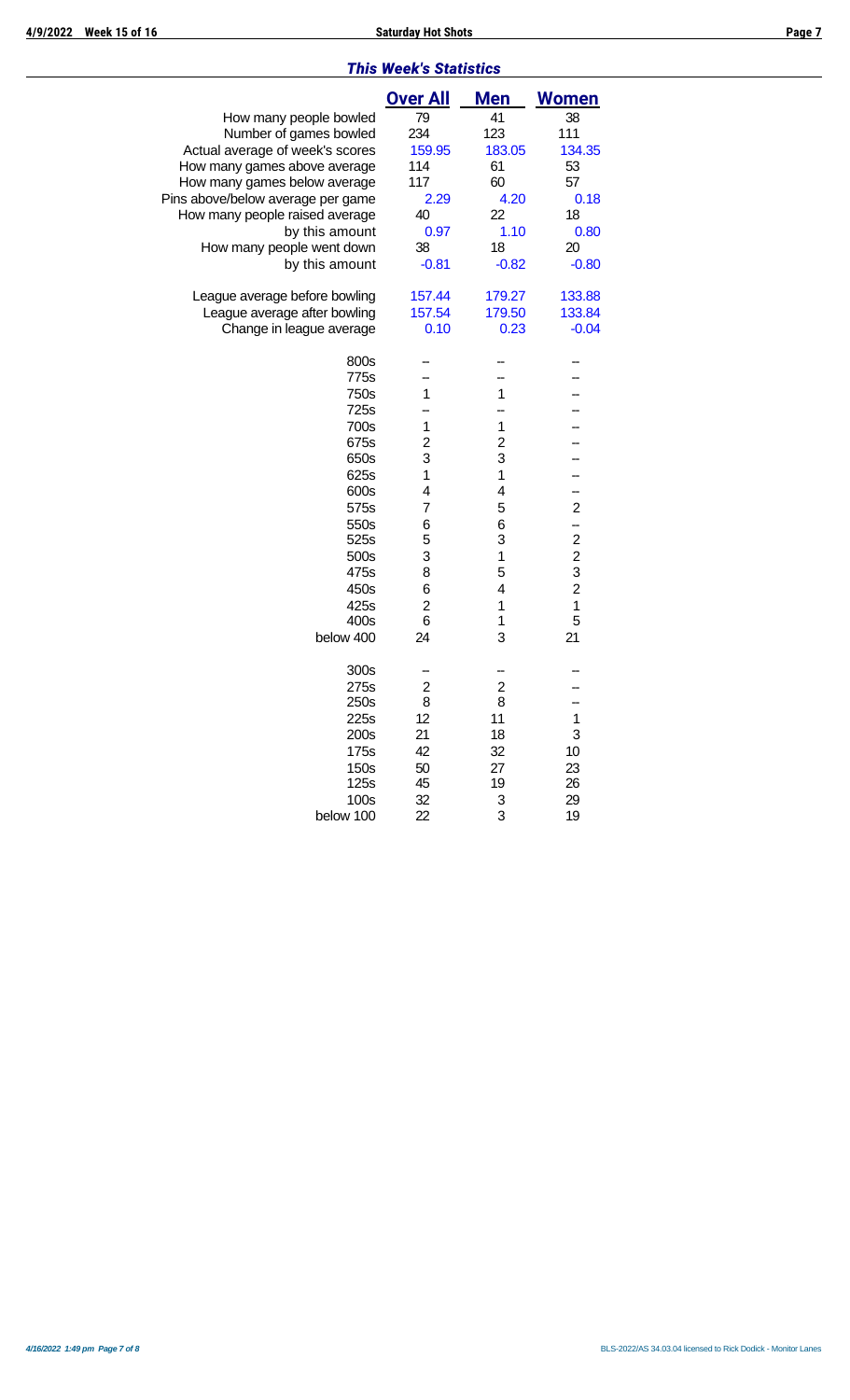## *This Week's Statistics*

| | Over All | Men | Women |
|---|---|---|---|
| How many people bowled | 79 | 41 | 38 |
| Number of games bowled | 234 | 123 | 111 |
| Actual average of week's scores | 159.95 | 183.05 | 134.35 |
| How many games above average | 114 | 61 | 53 |
| How many games below average | 117 | 60 | 57 |
| Pins above/below average per game | 2.29 | 4.20 | 0.18 |
| How many people raised average | 40 | 22 | 18 |
| by this amount | 0.97 | 1.10 | 0.80 |
| How many people went down | 38 | 18 | 20 |
| by this amount | -0.81 | -0.82 | -0.80 |
| | | | |
| League average before bowling | 157.44 | 179.27 | 133.88 |
| League average after bowling | 157.54 | 179.50 | 133.84 |
| Change in league average | 0.10 | 0.23 | -0.04 |
| | | | |
| 800s | -- | -- | -- |
| 775s | -- | -- | -- |
| 750s | 1 | 1 | -- |
| 725s | -- | -- | -- |
| 700s | 1 | 1 | -- |
| 675s | 2 | 2 | -- |
| 650s | 3 | 3 | -- |
| 625s | 1 | 1 | -- |
| 600s | 4 | 4 | -- |
| 575s | 7 | 5 | 2 |
| 550s | 6 | 6 | -- |
| 525s | 5 | 3 | 2 |
| 500s | 3 | 1 | 2 |
| 475s | 8 | 5 | 3 |
| 450s | 6 | 4 | 2 |
| 425s | 2 | 1 | 1 |
| 400s | 6 | 1 | 5 |
| below 400 | 24 | 3 | 21 |
| | | | |
| 300s | -- | -- | -- |
| 275s | 2 | 2 | -- |
| 250s | 8 | 8 | -- |
| 225s | 12 | 11 | 1 |
| 200s | 21 | 18 | 3 |
| 175s | 42 | 32 | 10 |
| 150s | 50 | 27 | 23 |
| 125s | 45 | 19 | 26 |
| 100s | 32 | 3 | 29 |
| below 100 | 22 | 3 | 19 |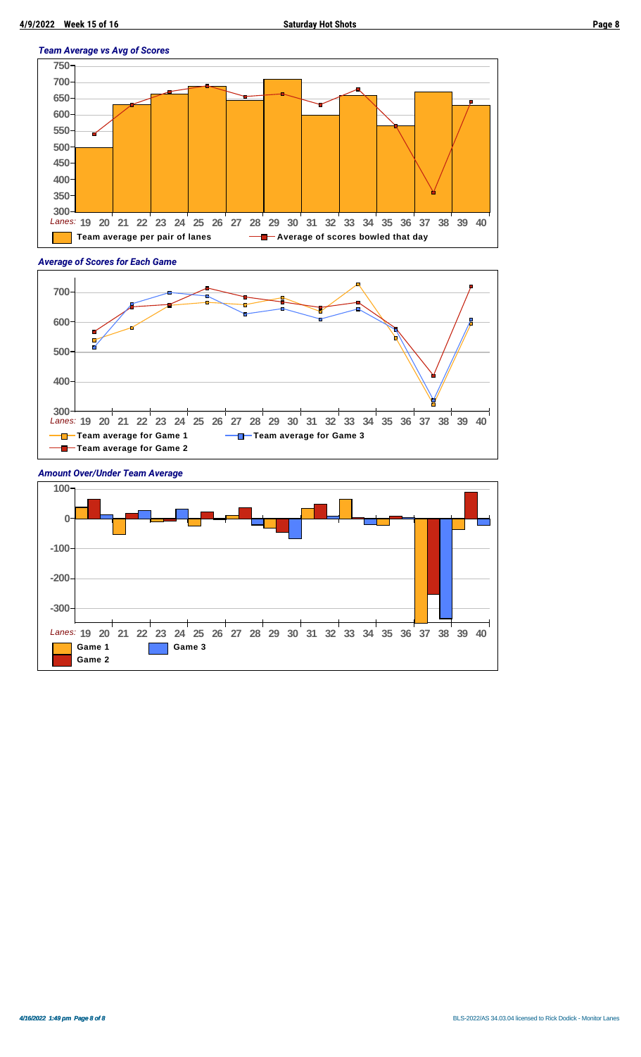*Team Average vs Avg of Scores*

750
700
650
600
550
500
450
400
350
300

Lanes: 19 20 21 22 23 24 25 26 27 28 29 30 31 32 33 34 35 36 37 38 39 40

Team average per pair of lanes

Average of scores bowled that day

*Average of Scores for Each Game*

700
600
500
400
300

Lanes: 19 20 21 22 23 24 25 26 27 28 29 30 31 32 33 34 35 36 37 38 39 40

Team average for Game 1

Team average for Game 3

Team average for Game 2

*Amount Over/Under Team Average*

100
0
-100
-200
-300

Lanes: 19 20 21 22 23 24 25 26 27 28 29 30 31 32 33 34 35 36 37 38 39 40

Game 1

Game 3

Game 2